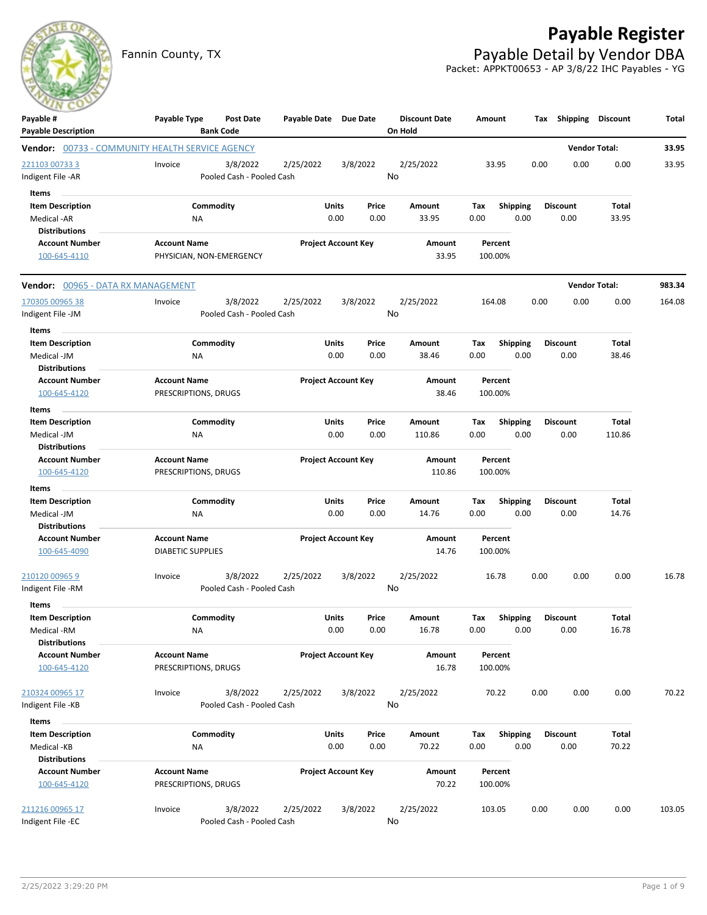# Payable Register

Fannin County, TX

## Payable Detail by Vendor DBA

Packet: APPKT00653 - AP 3/8/22 IHC Payables - YG

| Payable # / Payable Description | Payable Type | Post Date / Bank Code | Payable Date | Due Date | Discount Date / On Hold | Amount | Tax | Shipping | Discount | Total |
|---|---|---|---|---|---|---|---|---|---|---|

**Vendor: 00733 - COMMUNITY HEALTH SERVICE AGENCY** — Vendor Total: **33.95**

| Payable # / Payable Description | Payable Type | Post Date / Bank Code | Payable Date | Due Date | Discount Date / On Hold | Amount | Tax | Shipping | Discount | Total |
|---|---|---|---|---|---|---|---|---|---|---|
| 221103 00733 3 / Indigent File -AR | Invoice | 3/8/2022 / Pooled Cash - Pooled Cash | 2/25/2022 | 3/8/2022 | 2/25/2022 / No | 33.95 | 0.00 | 0.00 | 0.00 | 33.95 |

Items

| Item Description | Commodity | Units | Price | Amount | Tax | Shipping | Discount | Total |
|---|---|---|---|---|---|---|---|---|
| Medical -AR | NA | 0.00 | 0.00 | 33.95 | 0.00 | 0.00 | 0.00 | 33.95 |

Distributions

| Account Number | Account Name | Project Account Key | Amount | Percent |
|---|---|---|---|---|
| 100-645-4110 | PHYSICIAN, NON-EMERGENCY | | 33.95 | 100.00% |

**Vendor: 00965 - DATA RX MANAGEMENT** — Vendor Total: **983.34**

| Payable # / Payable Description | Payable Type | Post Date / Bank Code | Payable Date | Due Date | Discount Date / On Hold | Amount | Tax | Shipping | Discount | Total |
|---|---|---|---|---|---|---|---|---|---|---|
| 170305 00965 38 / Indigent File -JM | Invoice | 3/8/2022 / Pooled Cash - Pooled Cash | 2/25/2022 | 3/8/2022 | 2/25/2022 / No | 164.08 | 0.00 | 0.00 | 0.00 | 164.08 |

Items

| Item Description | Commodity | Units | Price | Amount | Tax | Shipping | Discount | Total |
|---|---|---|---|---|---|---|---|---|
| Medical -JM | NA | 0.00 | 0.00 | 38.46 | 0.00 | 0.00 | 0.00 | 38.46 |

Distributions

| Account Number | Account Name | Project Account Key | Amount | Percent |
|---|---|---|---|---|
| 100-645-4120 | PRESCRIPTIONS, DRUGS | | 38.46 | 100.00% |

Items

| Item Description | Commodity | Units | Price | Amount | Tax | Shipping | Discount | Total |
|---|---|---|---|---|---|---|---|---|
| Medical -JM | NA | 0.00 | 0.00 | 110.86 | 0.00 | 0.00 | 0.00 | 110.86 |

Distributions

| Account Number | Account Name | Project Account Key | Amount | Percent |
|---|---|---|---|---|
| 100-645-4120 | PRESCRIPTIONS, DRUGS | | 110.86 | 100.00% |

Items

| Item Description | Commodity | Units | Price | Amount | Tax | Shipping | Discount | Total |
|---|---|---|---|---|---|---|---|---|
| Medical -JM | NA | 0.00 | 0.00 | 14.76 | 0.00 | 0.00 | 0.00 | 14.76 |

Distributions

| Account Number | Account Name | Project Account Key | Amount | Percent |
|---|---|---|---|---|
| 100-645-4090 | DIABETIC SUPPLIES | | 14.76 | 100.00% |

| Payable # / Payable Description | Payable Type | Post Date / Bank Code | Payable Date | Due Date | Discount Date / On Hold | Amount | Tax | Shipping | Discount | Total |
|---|---|---|---|---|---|---|---|---|---|---|
| 210120 00965 9 / Indigent File -RM | Invoice | 3/8/2022 / Pooled Cash - Pooled Cash | 2/25/2022 | 3/8/2022 | 2/25/2022 / No | 16.78 | 0.00 | 0.00 | 0.00 | 16.78 |

Items

| Item Description | Commodity | Units | Price | Amount | Tax | Shipping | Discount | Total |
|---|---|---|---|---|---|---|---|---|
| Medical -RM | NA | 0.00 | 0.00 | 16.78 | 0.00 | 0.00 | 0.00 | 16.78 |

Distributions

| Account Number | Account Name | Project Account Key | Amount | Percent |
|---|---|---|---|---|
| 100-645-4120 | PRESCRIPTIONS, DRUGS | | 16.78 | 100.00% |

| Payable # / Payable Description | Payable Type | Post Date / Bank Code | Payable Date | Due Date | Discount Date / On Hold | Amount | Tax | Shipping | Discount | Total |
|---|---|---|---|---|---|---|---|---|---|---|
| 210324 00965 17 / Indigent File -KB | Invoice | 3/8/2022 / Pooled Cash - Pooled Cash | 2/25/2022 | 3/8/2022 | 2/25/2022 / No | 70.22 | 0.00 | 0.00 | 0.00 | 70.22 |

Items

| Item Description | Commodity | Units | Price | Amount | Tax | Shipping | Discount | Total |
|---|---|---|---|---|---|---|---|---|
| Medical -KB | NA | 0.00 | 0.00 | 70.22 | 0.00 | 0.00 | 0.00 | 70.22 |

Distributions

| Account Number | Account Name | Project Account Key | Amount | Percent |
|---|---|---|---|---|
| 100-645-4120 | PRESCRIPTIONS, DRUGS | | 70.22 | 100.00% |

| Payable # / Payable Description | Payable Type | Post Date / Bank Code | Payable Date | Due Date | Discount Date / On Hold | Amount | Tax | Shipping | Discount | Total |
|---|---|---|---|---|---|---|---|---|---|---|
| 211216 00965 17 / Indigent File -EC | Invoice | 3/8/2022 / Pooled Cash - Pooled Cash | 2/25/2022 | 3/8/2022 | 2/25/2022 / No | 103.05 | 0.00 | 0.00 | 0.00 | 103.05 |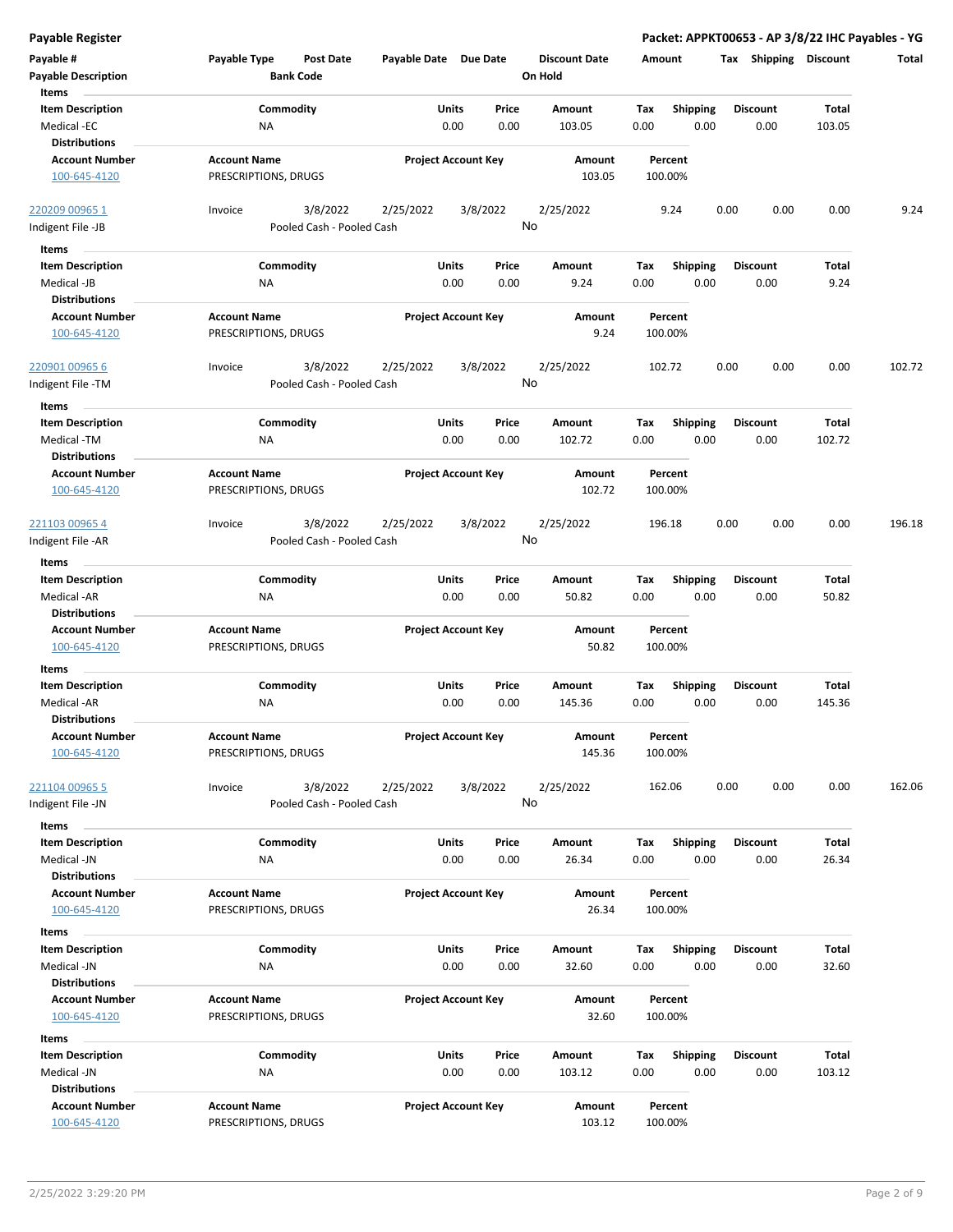**Payable Register** — **Packet: APPKT00653 - AP 3/8/22 IHC Payables - YG**

| Payable # | Payable Type | Post Date | Payable Date | Due Date | Discount Date | Amount | Tax | Shipping | Discount | Total |
|---|---|---|---|---|---|---|---|---|---|---|
| Payable Description | | Bank Code | | | On Hold | | | | | |

**Items**

| Item Description | Commodity | Units | Price | Amount | Tax | Shipping | Discount | Total |
|---|---|---|---|---|---|---|---|---|
| Medical -EC | NA | 0.00 | 0.00 | 103.05 | 0.00 | 0.00 | 0.00 | 103.05 |

**Distributions**

| Account Number | Account Name | Project Account Key | Amount | Percent |
|---|---|---|---|---|
| 100-645-4120 | PRESCRIPTIONS, DRUGS | | 103.05 | 100.00% |

| Payable # | Payable Type | Post Date | Payable Date | Due Date | Discount Date | Amount | Tax | Shipping | Discount | Total |
|---|---|---|---|---|---|---|---|---|---|---|
| 220209 00965 1 | Invoice | 3/8/2022 | 2/25/2022 | 3/8/2022 | 2/25/2022 | 9.24 | 0.00 | 0.00 | 0.00 | 9.24 |
| Indigent File -JB | | Pooled Cash - Pooled Cash | | | No | | | | | |

**Items**

| Item Description | Commodity | Units | Price | Amount | Tax | Shipping | Discount | Total |
|---|---|---|---|---|---|---|---|---|
| Medical -JB | NA | 0.00 | 0.00 | 9.24 | 0.00 | 0.00 | 0.00 | 9.24 |

**Distributions**

| Account Number | Account Name | Project Account Key | Amount | Percent |
|---|---|---|---|---|
| 100-645-4120 | PRESCRIPTIONS, DRUGS | | 9.24 | 100.00% |

| Payable # | Payable Type | Post Date | Payable Date | Due Date | Discount Date | Amount | Tax | Shipping | Discount | Total |
|---|---|---|---|---|---|---|---|---|---|---|
| 220901 00965 6 | Invoice | 3/8/2022 | 2/25/2022 | 3/8/2022 | 2/25/2022 | 102.72 | 0.00 | 0.00 | 0.00 | 102.72 |
| Indigent File -TM | | Pooled Cash - Pooled Cash | | | No | | | | | |

**Items**

| Item Description | Commodity | Units | Price | Amount | Tax | Shipping | Discount | Total |
|---|---|---|---|---|---|---|---|---|
| Medical -TM | NA | 0.00 | 0.00 | 102.72 | 0.00 | 0.00 | 0.00 | 102.72 |

**Distributions**

| Account Number | Account Name | Project Account Key | Amount | Percent |
|---|---|---|---|---|
| 100-645-4120 | PRESCRIPTIONS, DRUGS | | 102.72 | 100.00% |

| Payable # | Payable Type | Post Date | Payable Date | Due Date | Discount Date | Amount | Tax | Shipping | Discount | Total |
|---|---|---|---|---|---|---|---|---|---|---|
| 221103 00965 4 | Invoice | 3/8/2022 | 2/25/2022 | 3/8/2022 | 2/25/2022 | 196.18 | 0.00 | 0.00 | 0.00 | 196.18 |
| Indigent File -AR | | Pooled Cash - Pooled Cash | | | No | | | | | |

**Items**

| Item Description | Commodity | Units | Price | Amount | Tax | Shipping | Discount | Total |
|---|---|---|---|---|---|---|---|---|
| Medical -AR | NA | 0.00 | 0.00 | 50.82 | 0.00 | 0.00 | 0.00 | 50.82 |

**Distributions**

| Account Number | Account Name | Project Account Key | Amount | Percent |
|---|---|---|---|---|
| 100-645-4120 | PRESCRIPTIONS, DRUGS | | 50.82 | 100.00% |

**Items**

| Item Description | Commodity | Units | Price | Amount | Tax | Shipping | Discount | Total |
|---|---|---|---|---|---|---|---|---|
| Medical -AR | NA | 0.00 | 0.00 | 145.36 | 0.00 | 0.00 | 0.00 | 145.36 |

**Distributions**

| Account Number | Account Name | Project Account Key | Amount | Percent |
|---|---|---|---|---|
| 100-645-4120 | PRESCRIPTIONS, DRUGS | | 145.36 | 100.00% |

| Payable # | Payable Type | Post Date | Payable Date | Due Date | Discount Date | Amount | Tax | Shipping | Discount | Total |
|---|---|---|---|---|---|---|---|---|---|---|
| 221104 00965 5 | Invoice | 3/8/2022 | 2/25/2022 | 3/8/2022 | 2/25/2022 | 162.06 | 0.00 | 0.00 | 0.00 | 162.06 |
| Indigent File -JN | | Pooled Cash - Pooled Cash | | | No | | | | | |

**Items**

| Item Description | Commodity | Units | Price | Amount | Tax | Shipping | Discount | Total |
|---|---|---|---|---|---|---|---|---|
| Medical -JN | NA | 0.00 | 0.00 | 26.34 | 0.00 | 0.00 | 0.00 | 26.34 |

**Distributions**

| Account Number | Account Name | Project Account Key | Amount | Percent |
|---|---|---|---|---|
| 100-645-4120 | PRESCRIPTIONS, DRUGS | | 26.34 | 100.00% |

**Items**

| Item Description | Commodity | Units | Price | Amount | Tax | Shipping | Discount | Total |
|---|---|---|---|---|---|---|---|---|
| Medical -JN | NA | 0.00 | 0.00 | 32.60 | 0.00 | 0.00 | 0.00 | 32.60 |

**Distributions**

| Account Number | Account Name | Project Account Key | Amount | Percent |
|---|---|---|---|---|
| 100-645-4120 | PRESCRIPTIONS, DRUGS | | 32.60 | 100.00% |

**Items**

| Item Description | Commodity | Units | Price | Amount | Tax | Shipping | Discount | Total |
|---|---|---|---|---|---|---|---|---|
| Medical -JN | NA | 0.00 | 0.00 | 103.12 | 0.00 | 0.00 | 0.00 | 103.12 |

**Distributions**

| Account Number | Account Name | Project Account Key | Amount | Percent |
|---|---|---|---|---|
| 100-645-4120 | PRESCRIPTIONS, DRUGS | | 103.12 | 100.00% |

2/25/2022 3:29:20 PM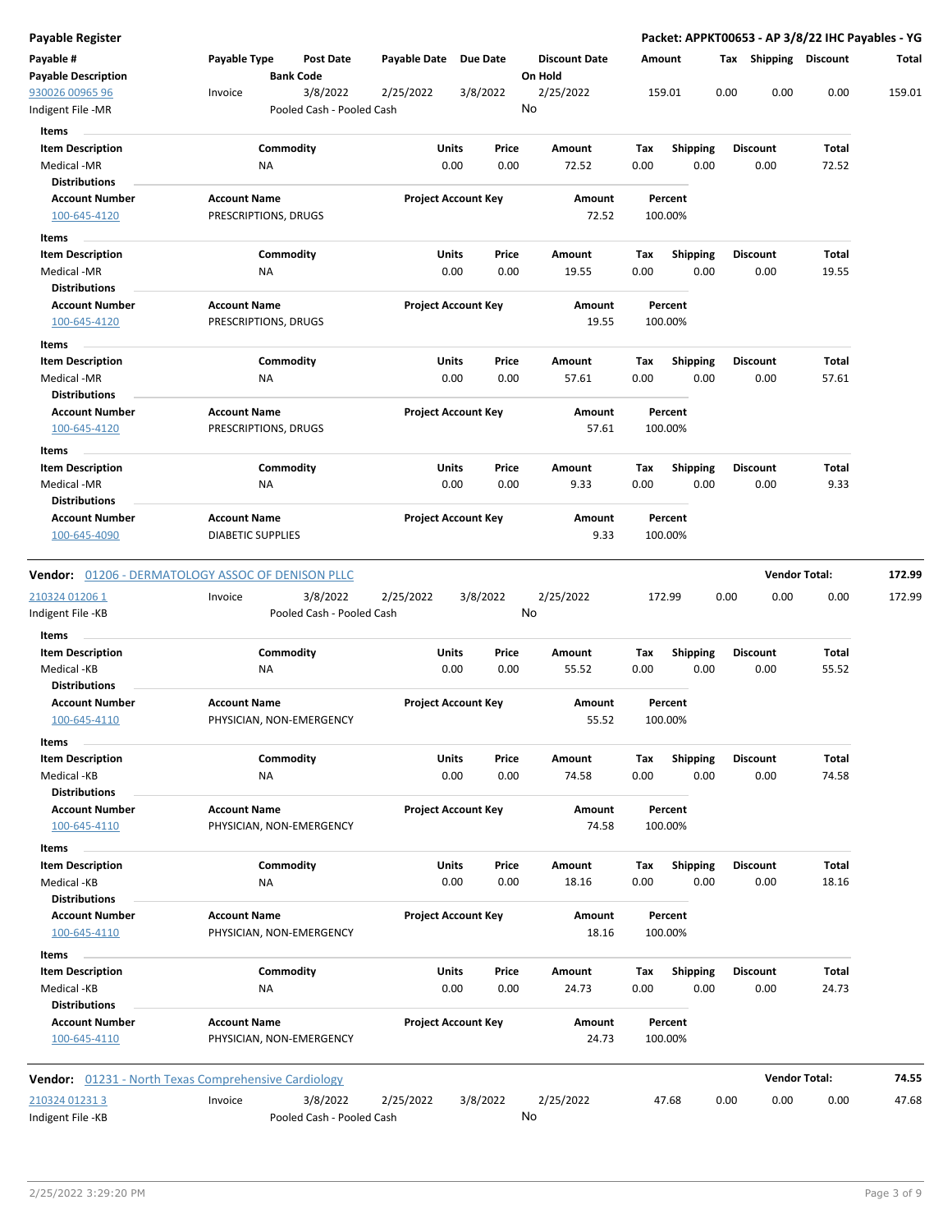**Payable Register** — Packet: APPKT00653 - AP 3/8/22 IHC Payables - YG

| Payable # / Payable Description | Payable Type | Post Date / Bank Code | Payable Date | Due Date | Discount Date / On Hold | Amount | Tax | Shipping | Discount | Total |
|---|---|---|---|---|---|---|---|---|---|---|
| 930026 00965 96 | Invoice | 3/8/2022 | 2/25/2022 | 3/8/2022 | 2/25/2022 | 159.01 | 0.00 | 0.00 | 0.00 | 159.01 |
| Indigent File -MR | | Pooled Cash - Pooled Cash | | | No | | | | | |

**Items**

| Item Description | Commodity | Units | Price | Amount | Tax | Shipping | Discount | Total |
|---|---|---|---|---|---|---|---|---|
| Medical -MR | NA | 0.00 | 0.00 | 72.52 | 0.00 | 0.00 | 0.00 | 72.52 |

**Distributions**

| Account Number | Account Name | Project Account Key | Amount | Percent |
|---|---|---|---|---|
| 100-645-4120 | PRESCRIPTIONS, DRUGS | | 72.52 | 100.00% |

**Items**

| Item Description | Commodity | Units | Price | Amount | Tax | Shipping | Discount | Total |
|---|---|---|---|---|---|---|---|---|
| Medical -MR | NA | 0.00 | 0.00 | 19.55 | 0.00 | 0.00 | 0.00 | 19.55 |

**Distributions**

| Account Number | Account Name | Project Account Key | Amount | Percent |
|---|---|---|---|---|
| 100-645-4120 | PRESCRIPTIONS, DRUGS | | 19.55 | 100.00% |

**Items**

| Item Description | Commodity | Units | Price | Amount | Tax | Shipping | Discount | Total |
|---|---|---|---|---|---|---|---|---|
| Medical -MR | NA | 0.00 | 0.00 | 57.61 | 0.00 | 0.00 | 0.00 | 57.61 |

**Distributions**

| Account Number | Account Name | Project Account Key | Amount | Percent |
|---|---|---|---|---|
| 100-645-4120 | PRESCRIPTIONS, DRUGS | | 57.61 | 100.00% |

**Items**

| Item Description | Commodity | Units | Price | Amount | Tax | Shipping | Discount | Total |
|---|---|---|---|---|---|---|---|---|
| Medical -MR | NA | 0.00 | 0.00 | 9.33 | 0.00 | 0.00 | 0.00 | 9.33 |

**Distributions**

| Account Number | Account Name | Project Account Key | Amount | Percent |
|---|---|---|---|---|
| 100-645-4090 | DIABETIC SUPPLIES | | 9.33 | 100.00% |

**Vendor:** 01206 - DERMATOLOGY ASSOC OF DENISON PLLC — **Vendor Total: 172.99**

| Payable # / Payable Description | Payable Type | Post Date / Bank Code | Payable Date | Due Date | Discount Date / On Hold | Amount | Tax | Shipping | Discount | Total |
|---|---|---|---|---|---|---|---|---|---|---|
| 210324 01206 1 | Invoice | 3/8/2022 | 2/25/2022 | 3/8/2022 | 2/25/2022 | 172.99 | 0.00 | 0.00 | 0.00 | 172.99 |
| Indigent File -KB | | Pooled Cash - Pooled Cash | | | No | | | | | |

**Items**

| Item Description | Commodity | Units | Price | Amount | Tax | Shipping | Discount | Total |
|---|---|---|---|---|---|---|---|---|
| Medical -KB | NA | 0.00 | 0.00 | 55.52 | 0.00 | 0.00 | 0.00 | 55.52 |

**Distributions**

| Account Number | Account Name | Project Account Key | Amount | Percent |
|---|---|---|---|---|
| 100-645-4110 | PHYSICIAN, NON-EMERGENCY | | 55.52 | 100.00% |

**Items**

| Item Description | Commodity | Units | Price | Amount | Tax | Shipping | Discount | Total |
|---|---|---|---|---|---|---|---|---|
| Medical -KB | NA | 0.00 | 0.00 | 74.58 | 0.00 | 0.00 | 0.00 | 74.58 |

**Distributions**

| Account Number | Account Name | Project Account Key | Amount | Percent |
|---|---|---|---|---|
| 100-645-4110 | PHYSICIAN, NON-EMERGENCY | | 74.58 | 100.00% |

**Items**

| Item Description | Commodity | Units | Price | Amount | Tax | Shipping | Discount | Total |
|---|---|---|---|---|---|---|---|---|
| Medical -KB | NA | 0.00 | 0.00 | 18.16 | 0.00 | 0.00 | 0.00 | 18.16 |

**Distributions**

| Account Number | Account Name | Project Account Key | Amount | Percent |
|---|---|---|---|---|
| 100-645-4110 | PHYSICIAN, NON-EMERGENCY | | 18.16 | 100.00% |

**Items**

| Item Description | Commodity | Units | Price | Amount | Tax | Shipping | Discount | Total |
|---|---|---|---|---|---|---|---|---|
| Medical -KB | NA | 0.00 | 0.00 | 24.73 | 0.00 | 0.00 | 0.00 | 24.73 |

**Distributions**

| Account Number | Account Name | Project Account Key | Amount | Percent |
|---|---|---|---|---|
| 100-645-4110 | PHYSICIAN, NON-EMERGENCY | | 24.73 | 100.00% |

**Vendor:** 01231 - North Texas Comprehensive Cardiology — **Vendor Total: 74.55**

| Payable # / Payable Description | Payable Type | Post Date / Bank Code | Payable Date | Due Date | Discount Date / On Hold | Amount | Tax | Shipping | Discount | Total |
|---|---|---|---|---|---|---|---|---|---|---|
| 210324 01231 3 | Invoice | 3/8/2022 | 2/25/2022 | 3/8/2022 | 2/25/2022 | 47.68 | 0.00 | 0.00 | 0.00 | 47.68 |
| Indigent File -KB | | Pooled Cash - Pooled Cash | | | No | | | | | |

2/25/2022 3:29:20 PM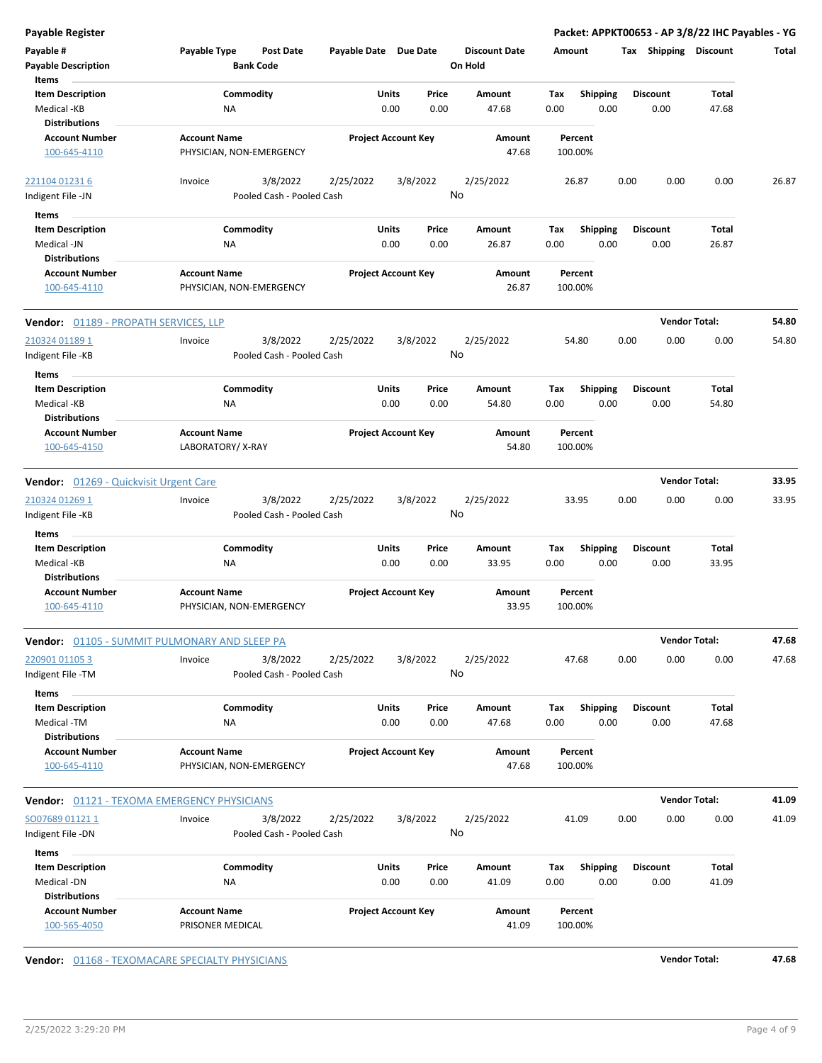**Payable Register** — **Packet: APPKT00653 - AP 3/8/22 IHC Payables - YG**

| Payable # / Payable Description | Payable Type | Post Date / Bank Code | Payable Date | Due Date | Discount Date / On Hold | Amount | Tax | Shipping | Discount | Total |
|---|---|---|---|---|---|---|---|---|---|---|

**Items**

| Item Description | Commodity | Units | Price | Amount | Tax | Shipping | Discount | Total |
|---|---|---|---|---|---|---|---|---|
| Medical -KB | NA | 0.00 | 0.00 | 47.68 | 0.00 | 0.00 | 0.00 | 47.68 |

**Distributions**

| Account Number | Account Name | Project Account Key | Amount | Percent |
|---|---|---|---|---|
| 100-645-4110 | PHYSICIAN, NON-EMERGENCY | | 47.68 | 100.00% |

| Payable # | Payable Type | Post Date | Payable Date | Due Date | Discount Date | Amount | Tax | Shipping | Discount | Total |
|---|---|---|---|---|---|---|---|---|---|---|
| 221104 01231 6 | Invoice | 3/8/2022 | 2/25/2022 | 3/8/2022 | 2/25/2022 | 26.87 | 0.00 | 0.00 | 0.00 | 26.87 |
| Indigent File -JN | | Pooled Cash - Pooled Cash | | | No | | | | | |

**Items**

| Item Description | Commodity | Units | Price | Amount | Tax | Shipping | Discount | Total |
|---|---|---|---|---|---|---|---|---|
| Medical -JN | NA | 0.00 | 0.00 | 26.87 | 0.00 | 0.00 | 0.00 | 26.87 |

**Distributions**

| Account Number | Account Name | Project Account Key | Amount | Percent |
|---|---|---|---|---|
| 100-645-4110 | PHYSICIAN, NON-EMERGENCY | | 26.87 | 100.00% |

**Vendor: 01189 - PROPATH SERVICES, LLP** — **Vendor Total: 54.80**

| Payable # | Payable Type | Post Date | Payable Date | Due Date | Discount Date | Amount | Tax | Shipping | Discount | Total |
|---|---|---|---|---|---|---|---|---|---|---|
| 210324 01189 1 | Invoice | 3/8/2022 | 2/25/2022 | 3/8/2022 | 2/25/2022 | 54.80 | 0.00 | 0.00 | 0.00 | 54.80 |
| Indigent File -KB | | Pooled Cash - Pooled Cash | | | No | | | | | |

**Items**

| Item Description | Commodity | Units | Price | Amount | Tax | Shipping | Discount | Total |
|---|---|---|---|---|---|---|---|---|
| Medical -KB | NA | 0.00 | 0.00 | 54.80 | 0.00 | 0.00 | 0.00 | 54.80 |

**Distributions**

| Account Number | Account Name | Project Account Key | Amount | Percent |
|---|---|---|---|---|
| 100-645-4150 | LABORATORY/ X-RAY | | 54.80 | 100.00% |

**Vendor: 01269 - Quickvisit Urgent Care** — **Vendor Total: 33.95**

| Payable # | Payable Type | Post Date | Payable Date | Due Date | Discount Date | Amount | Tax | Shipping | Discount | Total |
|---|---|---|---|---|---|---|---|---|---|---|
| 210324 01269 1 | Invoice | 3/8/2022 | 2/25/2022 | 3/8/2022 | 2/25/2022 | 33.95 | 0.00 | 0.00 | 0.00 | 33.95 |
| Indigent File -KB | | Pooled Cash - Pooled Cash | | | No | | | | | |

**Items**

| Item Description | Commodity | Units | Price | Amount | Tax | Shipping | Discount | Total |
|---|---|---|---|---|---|---|---|---|
| Medical -KB | NA | 0.00 | 0.00 | 33.95 | 0.00 | 0.00 | 0.00 | 33.95 |

**Distributions**

| Account Number | Account Name | Project Account Key | Amount | Percent |
|---|---|---|---|---|
| 100-645-4110 | PHYSICIAN, NON-EMERGENCY | | 33.95 | 100.00% |

**Vendor: 01105 - SUMMIT PULMONARY AND SLEEP PA** — **Vendor Total: 47.68**

| Payable # | Payable Type | Post Date | Payable Date | Due Date | Discount Date | Amount | Tax | Shipping | Discount | Total |
|---|---|---|---|---|---|---|---|---|---|---|
| 220901 01105 3 | Invoice | 3/8/2022 | 2/25/2022 | 3/8/2022 | 2/25/2022 | 47.68 | 0.00 | 0.00 | 0.00 | 47.68 |
| Indigent File -TM | | Pooled Cash - Pooled Cash | | | No | | | | | |

**Items**

| Item Description | Commodity | Units | Price | Amount | Tax | Shipping | Discount | Total |
|---|---|---|---|---|---|---|---|---|
| Medical -TM | NA | 0.00 | 0.00 | 47.68 | 0.00 | 0.00 | 0.00 | 47.68 |

**Distributions**

| Account Number | Account Name | Project Account Key | Amount | Percent |
|---|---|---|---|---|
| 100-645-4110 | PHYSICIAN, NON-EMERGENCY | | 47.68 | 100.00% |

**Vendor: 01121 - TEXOMA EMERGENCY PHYSICIANS** — **Vendor Total: 41.09**

| Payable # | Payable Type | Post Date | Payable Date | Due Date | Discount Date | Amount | Tax | Shipping | Discount | Total |
|---|---|---|---|---|---|---|---|---|---|---|
| SO07689 01121 1 | Invoice | 3/8/2022 | 2/25/2022 | 3/8/2022 | 2/25/2022 | 41.09 | 0.00 | 0.00 | 0.00 | 41.09 |
| Indigent File -DN | | Pooled Cash - Pooled Cash | | | No | | | | | |

**Items**

| Item Description | Commodity | Units | Price | Amount | Tax | Shipping | Discount | Total |
|---|---|---|---|---|---|---|---|---|
| Medical -DN | NA | 0.00 | 0.00 | 41.09 | 0.00 | 0.00 | 0.00 | 41.09 |

**Distributions**

| Account Number | Account Name | Project Account Key | Amount | Percent |
|---|---|---|---|---|
| 100-565-4050 | PRISONER MEDICAL | | 41.09 | 100.00% |

**Vendor: 01168 - TEXOMACARE SPECIALTY PHYSICIANS** — **Vendor Total: 47.68**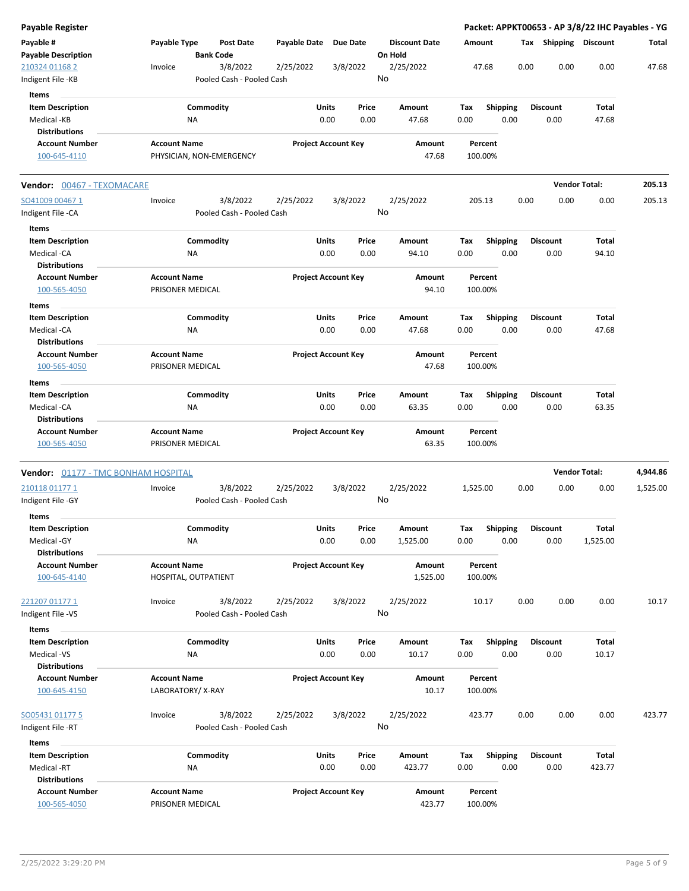**Payable Register** — **Packet: APPKT00653 - AP 3/8/22 IHC Payables - YG**

| Payable # / Payable Description | Payable Type | Post Date / Bank Code | Payable Date | Due Date | Discount Date / On Hold | Amount | Tax | Shipping | Discount | Total |
|---|---|---|---|---|---|---|---|---|---|---|
| 210324 01168 2 | Invoice | 3/8/2022 | 2/25/2022 | 3/8/2022 | 2/25/2022 | 47.68 | 0.00 | 0.00 | 0.00 | 47.68 |
| Indigent File -KB | | Pooled Cash - Pooled Cash | | | No | | | | | |

**Items**

| Item Description | Commodity | Units | Price | Amount | Tax | Shipping | Discount | Total |
|---|---|---|---|---|---|---|---|---|
| Medical -KB | NA | 0.00 | 0.00 | 47.68 | 0.00 | 0.00 | 0.00 | 47.68 |

**Distributions**

| Account Number | Account Name | Project Account Key | Amount | Percent |
|---|---|---|---|---|
| 100-645-4110 | PHYSICIAN, NON-EMERGENCY | | 47.68 | 100.00% |

---

**Vendor: 00467 - TEXOMACARE** — **Vendor Total: 205.13**

| Payable # / Payable Description | Payable Type | Post Date / Bank Code | Payable Date | Due Date | Discount Date / On Hold | Amount | Tax | Shipping | Discount | Total |
|---|---|---|---|---|---|---|---|---|---|---|
| SO41009 00467 1 | Invoice | 3/8/2022 | 2/25/2022 | 3/8/2022 | 2/25/2022 | 205.13 | 0.00 | 0.00 | 0.00 | 205.13 |
| Indigent File -CA | | Pooled Cash - Pooled Cash | | | No | | | | | |

**Items**

| Item Description | Commodity | Units | Price | Amount | Tax | Shipping | Discount | Total |
|---|---|---|---|---|---|---|---|---|
| Medical -CA | NA | 0.00 | 0.00 | 94.10 | 0.00 | 0.00 | 0.00 | 94.10 |

**Distributions**

| Account Number | Account Name | Project Account Key | Amount | Percent |
|---|---|---|---|---|
| 100-565-4050 | PRISONER MEDICAL | | 94.10 | 100.00% |

**Items**

| Item Description | Commodity | Units | Price | Amount | Tax | Shipping | Discount | Total |
|---|---|---|---|---|---|---|---|---|
| Medical -CA | NA | 0.00 | 0.00 | 47.68 | 0.00 | 0.00 | 0.00 | 47.68 |

**Distributions**

| Account Number | Account Name | Project Account Key | Amount | Percent |
|---|---|---|---|---|
| 100-565-4050 | PRISONER MEDICAL | | 47.68 | 100.00% |

**Items**

| Item Description | Commodity | Units | Price | Amount | Tax | Shipping | Discount | Total |
|---|---|---|---|---|---|---|---|---|
| Medical -CA | NA | 0.00 | 0.00 | 63.35 | 0.00 | 0.00 | 0.00 | 63.35 |

**Distributions**

| Account Number | Account Name | Project Account Key | Amount | Percent |
|---|---|---|---|---|
| 100-565-4050 | PRISONER MEDICAL | | 63.35 | 100.00% |

---

**Vendor: 01177 - TMC BONHAM HOSPITAL** — **Vendor Total: 4,944.86**

| Payable # / Payable Description | Payable Type | Post Date / Bank Code | Payable Date | Due Date | Discount Date / On Hold | Amount | Tax | Shipping | Discount | Total |
|---|---|---|---|---|---|---|---|---|---|---|
| 210118 01177 1 | Invoice | 3/8/2022 | 2/25/2022 | 3/8/2022 | 2/25/2022 | 1,525.00 | 0.00 | 0.00 | 0.00 | 1,525.00 |
| Indigent File -GY | | Pooled Cash - Pooled Cash | | | No | | | | | |

**Items**

| Item Description | Commodity | Units | Price | Amount | Tax | Shipping | Discount | Total |
|---|---|---|---|---|---|---|---|---|
| Medical -GY | NA | 0.00 | 0.00 | 1,525.00 | 0.00 | 0.00 | 0.00 | 1,525.00 |

**Distributions**

| Account Number | Account Name | Project Account Key | Amount | Percent |
|---|---|---|---|---|
| 100-645-4140 | HOSPITAL, OUTPATIENT | | 1,525.00 | 100.00% |

| Payable # / Payable Description | Payable Type | Post Date / Bank Code | Payable Date | Due Date | Discount Date / On Hold | Amount | Tax | Shipping | Discount | Total |
|---|---|---|---|---|---|---|---|---|---|---|
| 221207 01177 1 | Invoice | 3/8/2022 | 2/25/2022 | 3/8/2022 | 2/25/2022 | 10.17 | 0.00 | 0.00 | 0.00 | 10.17 |
| Indigent File -VS | | Pooled Cash - Pooled Cash | | | No | | | | | |

**Items**

| Item Description | Commodity | Units | Price | Amount | Tax | Shipping | Discount | Total |
|---|---|---|---|---|---|---|---|---|
| Medical -VS | NA | 0.00 | 0.00 | 10.17 | 0.00 | 0.00 | 0.00 | 10.17 |

**Distributions**

| Account Number | Account Name | Project Account Key | Amount | Percent |
|---|---|---|---|---|
| 100-645-4150 | LABORATORY/ X-RAY | | 10.17 | 100.00% |

| Payable # / Payable Description | Payable Type | Post Date / Bank Code | Payable Date | Due Date | Discount Date / On Hold | Amount | Tax | Shipping | Discount | Total |
|---|---|---|---|---|---|---|---|---|---|---|
| SO05431 01177 5 | Invoice | 3/8/2022 | 2/25/2022 | 3/8/2022 | 2/25/2022 | 423.77 | 0.00 | 0.00 | 0.00 | 423.77 |
| Indigent File -RT | | Pooled Cash - Pooled Cash | | | No | | | | | |

**Items**

| Item Description | Commodity | Units | Price | Amount | Tax | Shipping | Discount | Total |
|---|---|---|---|---|---|---|---|---|
| Medical -RT | NA | 0.00 | 0.00 | 423.77 | 0.00 | 0.00 | 0.00 | 423.77 |

**Distributions**

| Account Number | Account Name | Project Account Key | Amount | Percent |
|---|---|---|---|---|
| 100-565-4050 | PRISONER MEDICAL | | 423.77 | 100.00% |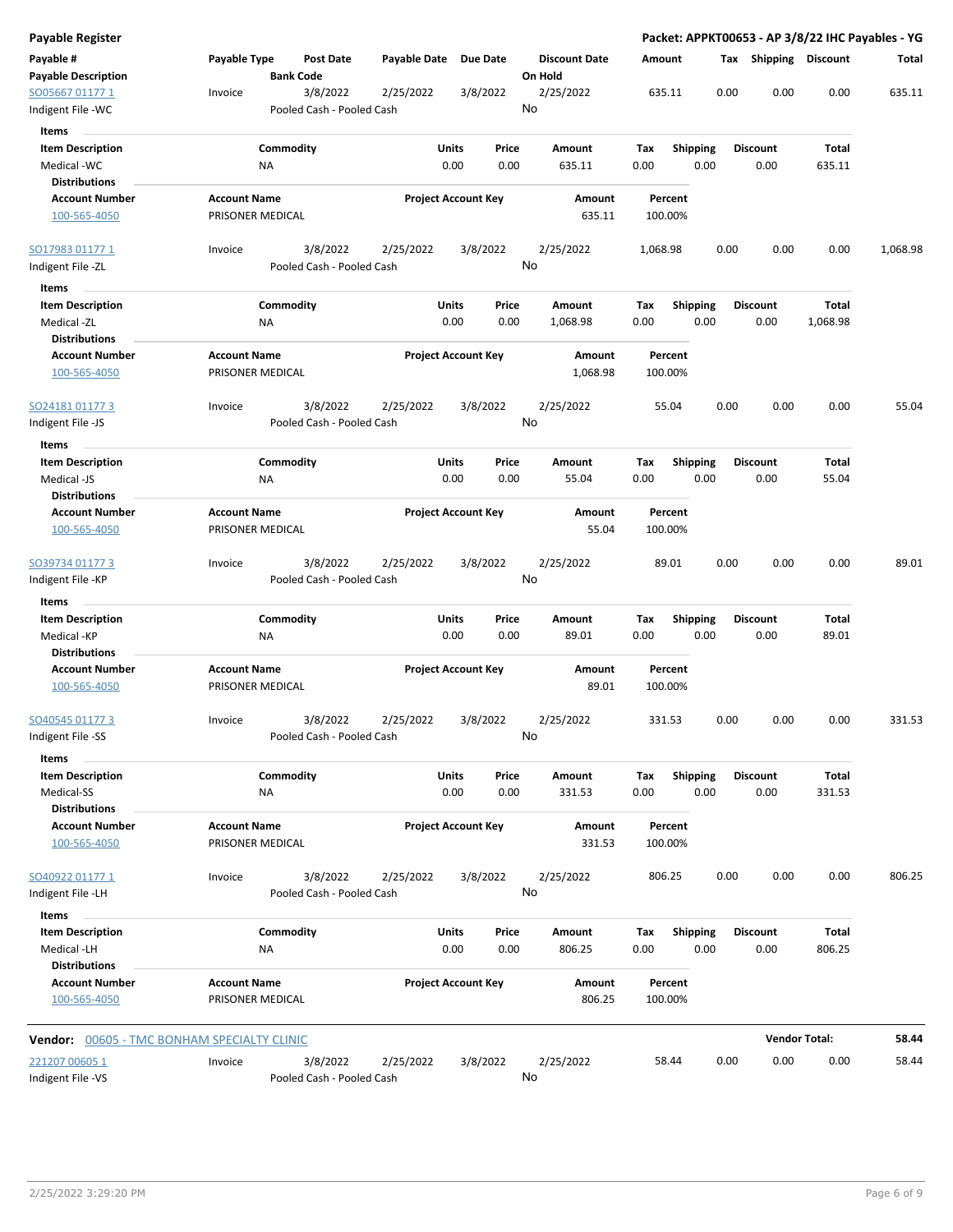# Payable Register

**Packet: APPKT00653 - AP 3/8/22 IHC Payables - YG**

| Payable # / Payable Description | Payable Type | Post Date / Bank Code | Payable Date | Due Date | Discount Date / On Hold | Amount | Tax | Shipping | Discount | Total |
|---|---|---|---|---|---|---|---|---|---|---|
| SO05667 01177 1 / Indigent File -WC | Invoice | 3/8/2022 / Pooled Cash - Pooled Cash | 2/25/2022 | 3/8/2022 | 2/25/2022 / No | 635.11 | 0.00 | 0.00 | 0.00 | 635.11 |

**Items**

| Item Description | Commodity | Units | Price | Amount | Tax | Shipping | Discount | Total |
|---|---|---|---|---|---|---|---|---|
| Medical -WC | NA | 0.00 | 0.00 | 635.11 | 0.00 | 0.00 | 0.00 | 635.11 |

**Distributions**

| Account Number | Account Name | Project Account Key | Amount | Percent |
|---|---|---|---|---|
| 100-565-4050 | PRISONER MEDICAL | | 635.11 | 100.00% |

| Payable # / Payable Description | Payable Type | Post Date / Bank Code | Payable Date | Due Date | Discount Date / On Hold | Amount | Tax | Shipping | Discount | Total |
|---|---|---|---|---|---|---|---|---|---|---|
| SO17983 01177 1 / Indigent File -ZL | Invoice | 3/8/2022 / Pooled Cash - Pooled Cash | 2/25/2022 | 3/8/2022 | 2/25/2022 / No | 1,068.98 | 0.00 | 0.00 | 0.00 | 1,068.98 |

**Items**

| Item Description | Commodity | Units | Price | Amount | Tax | Shipping | Discount | Total |
|---|---|---|---|---|---|---|---|---|
| Medical -ZL | NA | 0.00 | 0.00 | 1,068.98 | 0.00 | 0.00 | 0.00 | 1,068.98 |

**Distributions**

| Account Number | Account Name | Project Account Key | Amount | Percent |
|---|---|---|---|---|
| 100-565-4050 | PRISONER MEDICAL | | 1,068.98 | 100.00% |

| Payable # / Payable Description | Payable Type | Post Date / Bank Code | Payable Date | Due Date | Discount Date / On Hold | Amount | Tax | Shipping | Discount | Total |
|---|---|---|---|---|---|---|---|---|---|---|
| SO24181 01177 3 / Indigent File -JS | Invoice | 3/8/2022 / Pooled Cash - Pooled Cash | 2/25/2022 | 3/8/2022 | 2/25/2022 / No | 55.04 | 0.00 | 0.00 | 0.00 | 55.04 |

**Items**

| Item Description | Commodity | Units | Price | Amount | Tax | Shipping | Discount | Total |
|---|---|---|---|---|---|---|---|---|
| Medical -JS | NA | 0.00 | 0.00 | 55.04 | 0.00 | 0.00 | 0.00 | 55.04 |

**Distributions**

| Account Number | Account Name | Project Account Key | Amount | Percent |
|---|---|---|---|---|
| 100-565-4050 | PRISONER MEDICAL | | 55.04 | 100.00% |

| Payable # / Payable Description | Payable Type | Post Date / Bank Code | Payable Date | Due Date | Discount Date / On Hold | Amount | Tax | Shipping | Discount | Total |
|---|---|---|---|---|---|---|---|---|---|---|
| SO39734 01177 3 / Indigent File -KP | Invoice | 3/8/2022 / Pooled Cash - Pooled Cash | 2/25/2022 | 3/8/2022 | 2/25/2022 / No | 89.01 | 0.00 | 0.00 | 0.00 | 89.01 |

**Items**

| Item Description | Commodity | Units | Price | Amount | Tax | Shipping | Discount | Total |
|---|---|---|---|---|---|---|---|---|
| Medical -KP | NA | 0.00 | 0.00 | 89.01 | 0.00 | 0.00 | 0.00 | 89.01 |

**Distributions**

| Account Number | Account Name | Project Account Key | Amount | Percent |
|---|---|---|---|---|
| 100-565-4050 | PRISONER MEDICAL | | 89.01 | 100.00% |

| Payable # / Payable Description | Payable Type | Post Date / Bank Code | Payable Date | Due Date | Discount Date / On Hold | Amount | Tax | Shipping | Discount | Total |
|---|---|---|---|---|---|---|---|---|---|---|
| SO40545 01177 3 / Indigent File -SS | Invoice | 3/8/2022 / Pooled Cash - Pooled Cash | 2/25/2022 | 3/8/2022 | 2/25/2022 / No | 331.53 | 0.00 | 0.00 | 0.00 | 331.53 |

**Items**

| Item Description | Commodity | Units | Price | Amount | Tax | Shipping | Discount | Total |
|---|---|---|---|---|---|---|---|---|
| Medical-SS | NA | 0.00 | 0.00 | 331.53 | 0.00 | 0.00 | 0.00 | 331.53 |

**Distributions**

| Account Number | Account Name | Project Account Key | Amount | Percent |
|---|---|---|---|---|
| 100-565-4050 | PRISONER MEDICAL | | 331.53 | 100.00% |

| Payable # / Payable Description | Payable Type | Post Date / Bank Code | Payable Date | Due Date | Discount Date / On Hold | Amount | Tax | Shipping | Discount | Total |
|---|---|---|---|---|---|---|---|---|---|---|
| SO40922 01177 1 / Indigent File -LH | Invoice | 3/8/2022 / Pooled Cash - Pooled Cash | 2/25/2022 | 3/8/2022 | 2/25/2022 / No | 806.25 | 0.00 | 0.00 | 0.00 | 806.25 |

**Items**

| Item Description | Commodity | Units | Price | Amount | Tax | Shipping | Discount | Total |
|---|---|---|---|---|---|---|---|---|
| Medical -LH | NA | 0.00 | 0.00 | 806.25 | 0.00 | 0.00 | 0.00 | 806.25 |

**Distributions**

| Account Number | Account Name | Project Account Key | Amount | Percent |
|---|---|---|---|---|
| 100-565-4050 | PRISONER MEDICAL | | 806.25 | 100.00% |

**Vendor:** 00605 - TMC BONHAM SPECIALTY CLINIC — **Vendor Total: 58.44**

| Payable # / Payable Description | Payable Type | Post Date / Bank Code | Payable Date | Due Date | Discount Date / On Hold | Amount | Tax | Shipping | Discount | Total |
|---|---|---|---|---|---|---|---|---|---|---|
| 221207 00605 1 / Indigent File -VS | Invoice | 3/8/2022 / Pooled Cash - Pooled Cash | 2/25/2022 | 3/8/2022 | 2/25/2022 / No | 58.44 | 0.00 | 0.00 | 0.00 | 58.44 |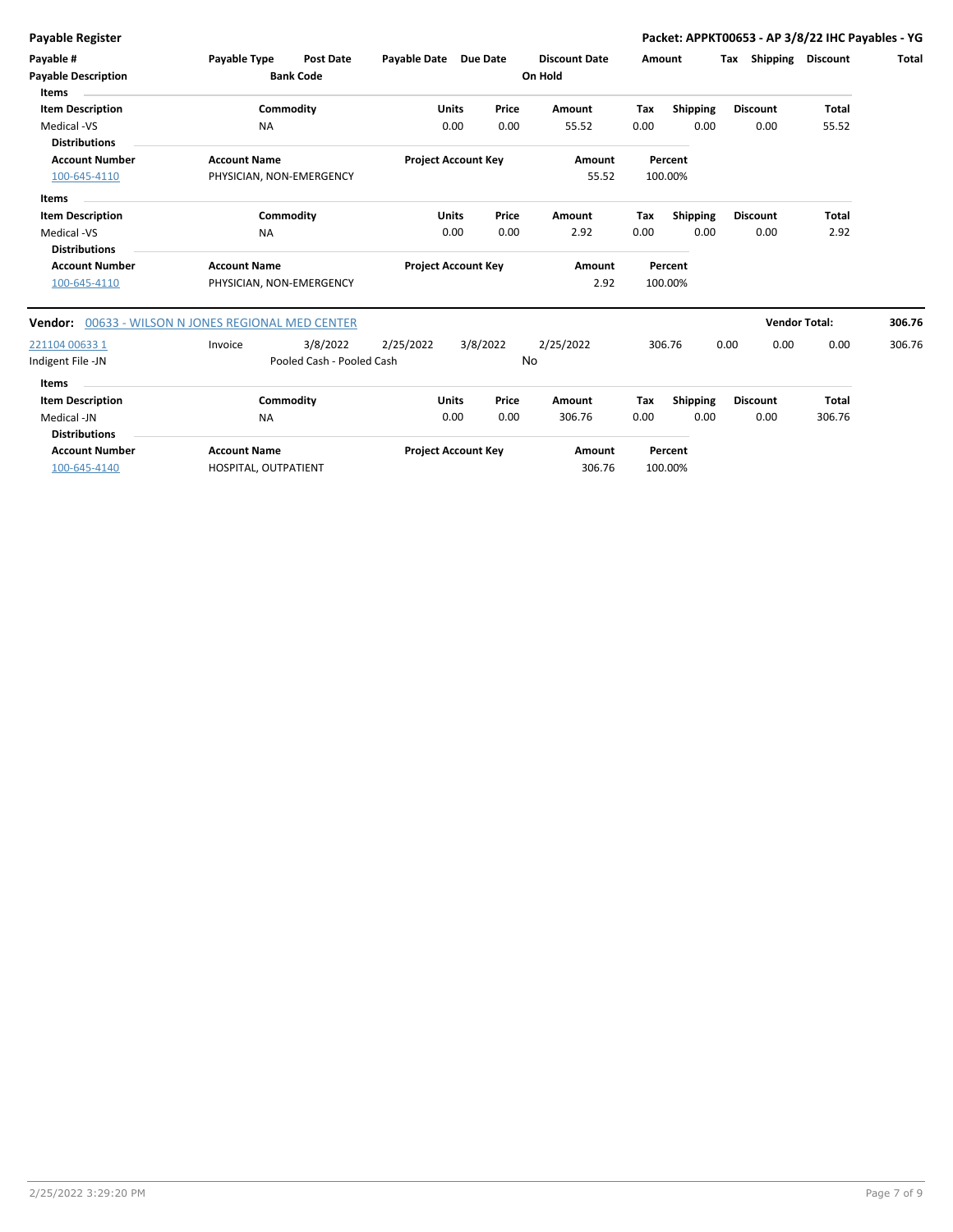**Payable Register** — **Packet: APPKT00653 - AP 3/8/22 IHC Payables - YG**

| Payable # | Payable Type | Post Date | Payable Date | Due Date | Discount Date | Amount | Tax | Shipping | Discount | Total |
|---|---|---|---|---|---|---|---|---|---|---|
| **Payable Description** | | **Bank Code** | | | **On Hold** | | | | | |

**Items**

| Item Description | Commodity | Units | Price | Amount | Tax | Shipping | Discount | Total |
|---|---|---|---|---|---|---|---|---|
| Medical -VS | NA | 0.00 | 0.00 | 55.52 | 0.00 | 0.00 | 0.00 | 55.52 |

**Distributions**

| Account Number | Account Name | Project Account Key | Amount | Percent |
|---|---|---|---|---|
| 100-645-4110 | PHYSICIAN, NON-EMERGENCY | | 55.52 | 100.00% |

**Items**

| Item Description | Commodity | Units | Price | Amount | Tax | Shipping | Discount | Total |
|---|---|---|---|---|---|---|---|---|
| Medical -VS | NA | 0.00 | 0.00 | 2.92 | 0.00 | 0.00 | 0.00 | 2.92 |

**Distributions**

| Account Number | Account Name | Project Account Key | Amount | Percent |
|---|---|---|---|---|
| 100-645-4110 | PHYSICIAN, NON-EMERGENCY | | 2.92 | 100.00% |

**Vendor:** 00633 - WILSON N JONES REGIONAL MED CENTER — **Vendor Total:** **306.76**

| Payable # | Payable Type | Post Date | Payable Date | Due Date | Discount Date | Amount | Tax | Shipping | Discount | Total |
|---|---|---|---|---|---|---|---|---|---|---|
| 221104 00633 1 | Invoice | 3/8/2022 | 2/25/2022 | 3/8/2022 | 2/25/2022 | 306.76 | 0.00 | 0.00 | 0.00 | 306.76 |
| Indigent File -JN | | Pooled Cash - Pooled Cash | | | No | | | | | |

**Items**

| Item Description | Commodity | Units | Price | Amount | Tax | Shipping | Discount | Total |
|---|---|---|---|---|---|---|---|---|
| Medical -JN | NA | 0.00 | 0.00 | 306.76 | 0.00 | 0.00 | 0.00 | 306.76 |

**Distributions**

| Account Number | Account Name | Project Account Key | Amount | Percent |
|---|---|---|---|---|
| 100-645-4140 | HOSPITAL, OUTPATIENT | | 306.76 | 100.00% |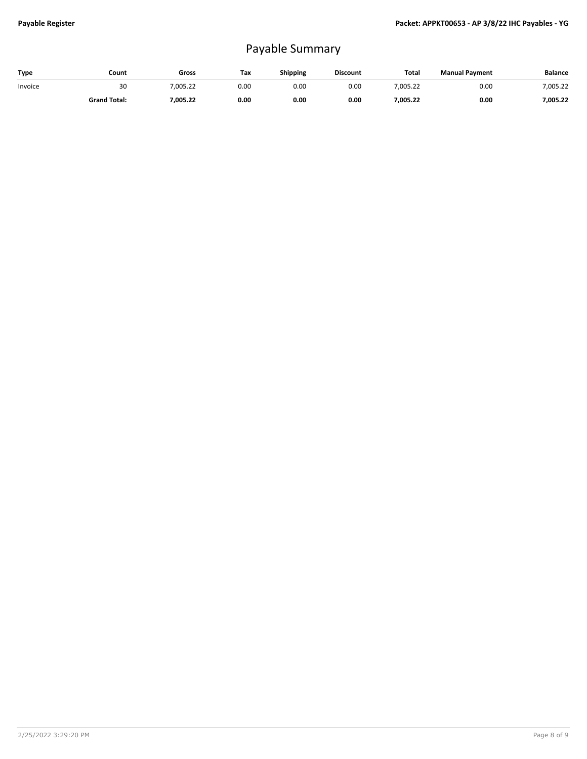# Payable Summary

| Type | Count | Gross | Tax | Shipping | Discount | Total | Manual Payment | Balance |
|---|---|---|---|---|---|---|---|---|
| Invoice | 30 | 7,005.22 | 0.00 | 0.00 | 0.00 | 7,005.22 | 0.00 | 7,005.22 |
| | **Grand Total:** | **7,005.22** | **0.00** | **0.00** | **0.00** | **7,005.22** | **0.00** | **7,005.22** |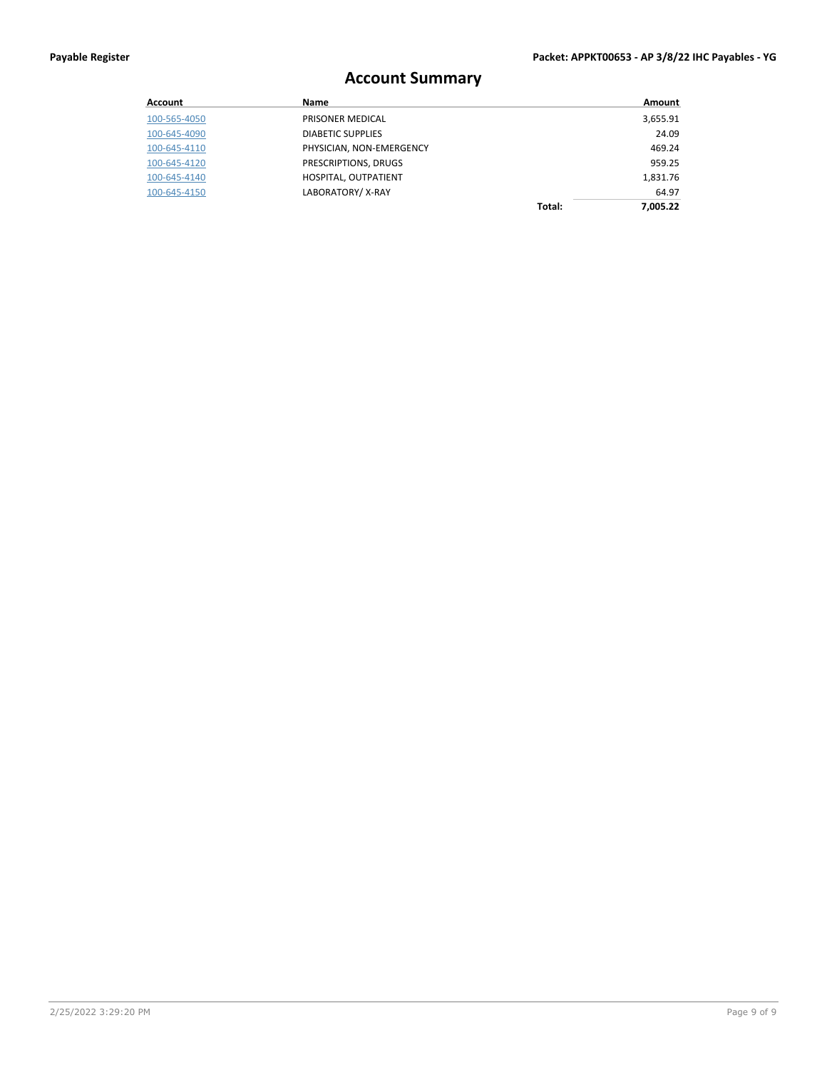# Account Summary

| Account | Name | | Amount |
|---|---|---|---|
| 100-565-4050 | PRISONER MEDICAL | | 3,655.91 |
| 100-645-4090 | DIABETIC SUPPLIES | | 24.09 |
| 100-645-4110 | PHYSICIAN, NON-EMERGENCY | | 469.24 |
| 100-645-4120 | PRESCRIPTIONS, DRUGS | | 959.25 |
| 100-645-4140 | HOSPITAL, OUTPATIENT | | 1,831.76 |
| 100-645-4150 | LABORATORY/ X-RAY | | 64.97 |
| | | **Total:** | **7,005.22** |